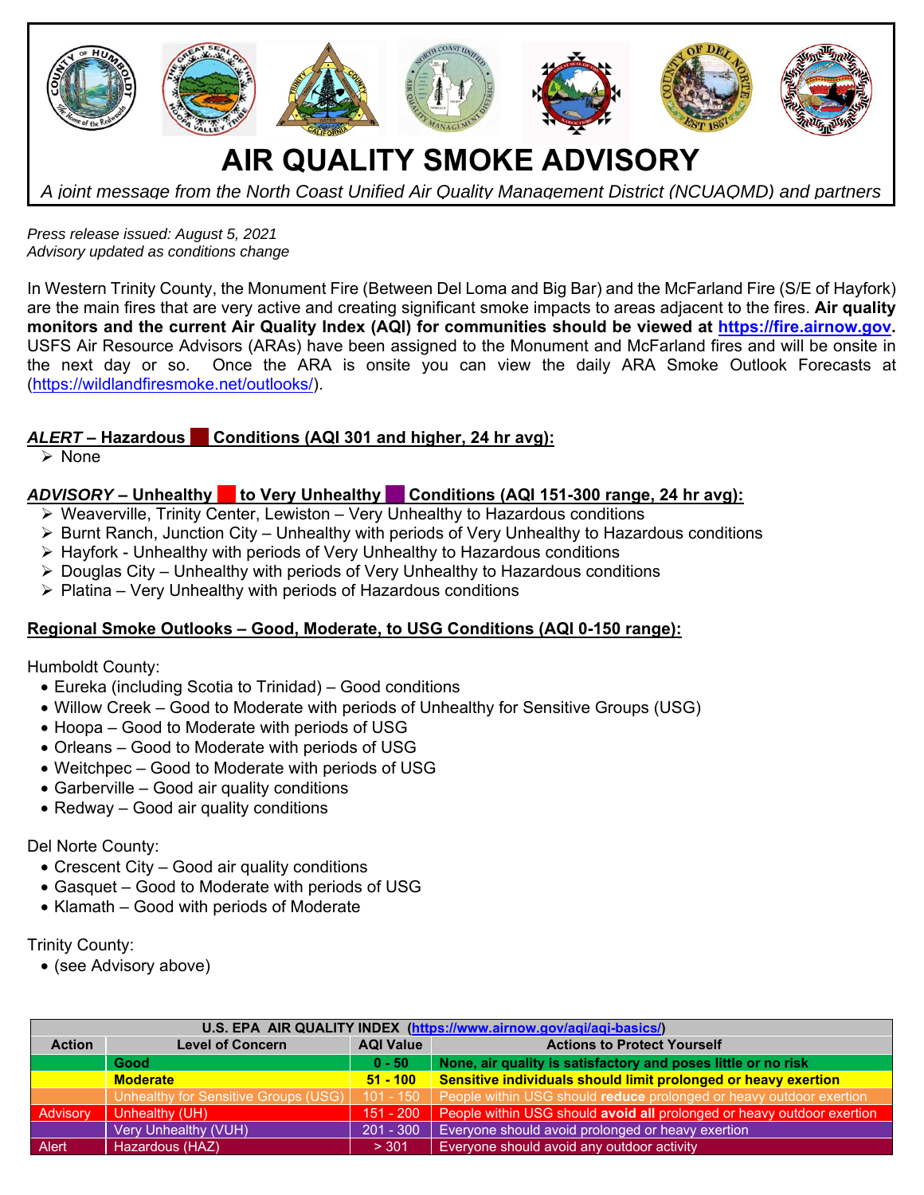# AIR QUALITY SMOKE ADVISORY

*A joint message from the North Coast Unified Air Quality Management District (NCUAQMD) and partners*

*Press release issued: August 5, 2021*
*Advisory updated as conditions change*

In Western Trinity County, the Monument Fire (Between Del Loma and Big Bar) and the McFarland Fire (S/E of Hayfork) are the main fires that are very active and creating significant smoke impacts to areas adjacent to the fires. **Air quality monitors and the current Air Quality Index (AQI) for communities should be viewed at https://fire.airnow.gov.** USFS Air Resource Advisors (ARAs) have been assigned to the Monument and McFarland fires and will be onsite in the next day or so. Once the ARA is onsite you can view the daily ARA Smoke Outlook Forecasts at (https://wildlandfiresmoke.net/outlooks/).

## ***ALERT*** **– Hazardous Conditions (AQI 301 and higher, 24 hr avg):**

- None

## ***ADVISORY*** **– Unhealthy to Very Unhealthy Conditions (AQI 151-300 range, 24 hr avg):**

- Weaverville, Trinity Center, Lewiston – Very Unhealthy to Hazardous conditions
- Burnt Ranch, Junction City – Unhealthy with periods of Very Unhealthy to Hazardous conditions
- Hayfork - Unhealthy with periods of Very Unhealthy to Hazardous conditions
- Douglas City – Unhealthy with periods of Very Unhealthy to Hazardous conditions
- Platina – Very Unhealthy with periods of Hazardous conditions

## **Regional Smoke Outlooks – Good, Moderate, to USG Conditions (AQI 0-150 range):**

Humboldt County:

- Eureka (including Scotia to Trinidad) – Good conditions
- Willow Creek – Good to Moderate with periods of Unhealthy for Sensitive Groups (USG)
- Hoopa – Good to Moderate with periods of USG
- Orleans – Good to Moderate with periods of USG
- Weitchpec – Good to Moderate with periods of USG
- Garberville – Good air quality conditions
- Redway – Good air quality conditions

Del Norte County:

- Crescent City – Good air quality conditions
- Gasquet – Good to Moderate with periods of USG
- Klamath – Good with periods of Moderate

Trinity County:

- (see Advisory above)

| U.S. EPA AIR QUALITY INDEX (https://www.airnow.gov/aqi/aqi-basics/) | | | |
|---|---|---|---|
| **Action** | **Level of Concern** | **AQI Value** | **Actions to Protect Yourself** |
| | **Good** | **0 - 50** | **None, air quality is satisfactory and poses little or no risk** |
| | **Moderate** | **51 - 100** | **Sensitive individuals should limit prolonged or heavy exertion** |
| | Unhealthy for Sensitive Groups (USG) | 101 - 150 | People within USG should **reduce** prolonged or heavy outdoor exertion |
| Advisory | Unhealthy (UH) | 151 - 200 | People within USG should **avoid all** prolonged or heavy outdoor exertion |
| | Very Unhealthy (VUH) | 201 - 300 | Everyone should avoid prolonged or heavy exertion |
| Alert | Hazardous (HAZ) | > 301 | Everyone should avoid any outdoor activity |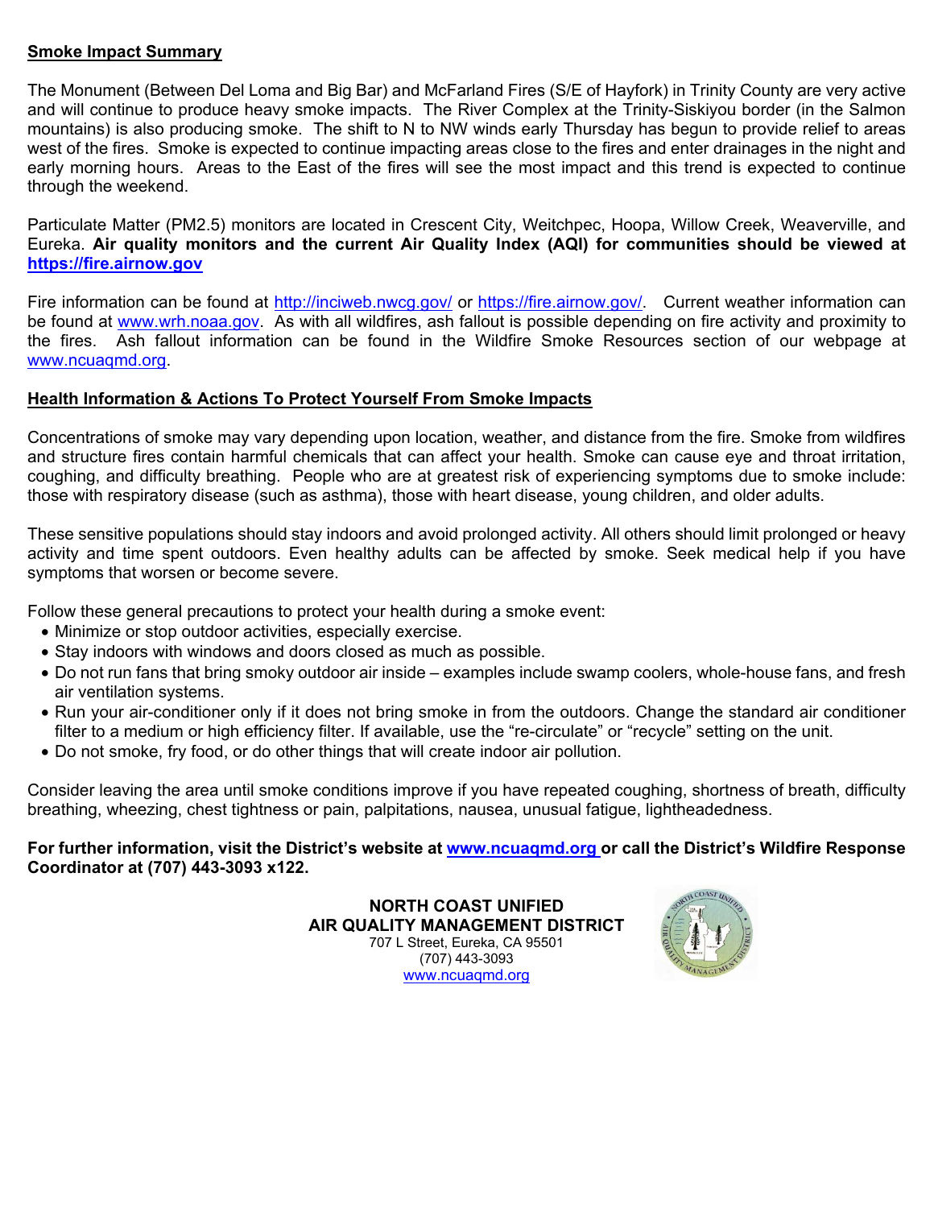**Smoke Impact Summary**

The Monument (Between Del Loma and Big Bar) and McFarland Fires (S/E of Hayfork) in Trinity County are very active and will continue to produce heavy smoke impacts. The River Complex at the Trinity-Siskiyou border (in the Salmon mountains) is also producing smoke. The shift to N to NW winds early Thursday has begun to provide relief to areas west of the fires. Smoke is expected to continue impacting areas close to the fires and enter drainages in the night and early morning hours. Areas to the East of the fires will see the most impact and this trend is expected to continue through the weekend.

Particulate Matter (PM2.5) monitors are located in Crescent City, Weitchpec, Hoopa, Willow Creek, Weaverville, and Eureka. **Air quality monitors and the current Air Quality Index (AQI) for communities should be viewed at https://fire.airnow.gov**

Fire information can be found at http://inciweb.nwcg.gov/ or https://fire.airnow.gov/. Current weather information can be found at www.wrh.noaa.gov. As with all wildfires, ash fallout is possible depending on fire activity and proximity to the fires. Ash fallout information can be found in the Wildfire Smoke Resources section of our webpage at www.ncuaqmd.org.

**Health Information & Actions To Protect Yourself From Smoke Impacts**

Concentrations of smoke may vary depending upon location, weather, and distance from the fire. Smoke from wildfires and structure fires contain harmful chemicals that can affect your health. Smoke can cause eye and throat irritation, coughing, and difficulty breathing. People who are at greatest risk of experiencing symptoms due to smoke include: those with respiratory disease (such as asthma), those with heart disease, young children, and older adults.

These sensitive populations should stay indoors and avoid prolonged activity. All others should limit prolonged or heavy activity and time spent outdoors. Even healthy adults can be affected by smoke. Seek medical help if you have symptoms that worsen or become severe.

Follow these general precautions to protect your health during a smoke event:

- Minimize or stop outdoor activities, especially exercise.
- Stay indoors with windows and doors closed as much as possible.
- Do not run fans that bring smoky outdoor air inside – examples include swamp coolers, whole-house fans, and fresh air ventilation systems.
- Run your air-conditioner only if it does not bring smoke in from the outdoors. Change the standard air conditioner filter to a medium or high efficiency filter. If available, use the "re-circulate" or "recycle" setting on the unit.
- Do not smoke, fry food, or do other things that will create indoor air pollution.

Consider leaving the area until smoke conditions improve if you have repeated coughing, shortness of breath, difficulty breathing, wheezing, chest tightness or pain, palpitations, nausea, unusual fatigue, lightheadedness.

**For further information, visit the District's website at www.ncuaqmd.org or call the District's Wildfire Response Coordinator at (707) 443-3093 x122.**

**NORTH COAST UNIFIED**
**AIR QUALITY MANAGEMENT DISTRICT**
707 L Street, Eureka, CA 95501
(707) 443-3093
www.ncuaqmd.org